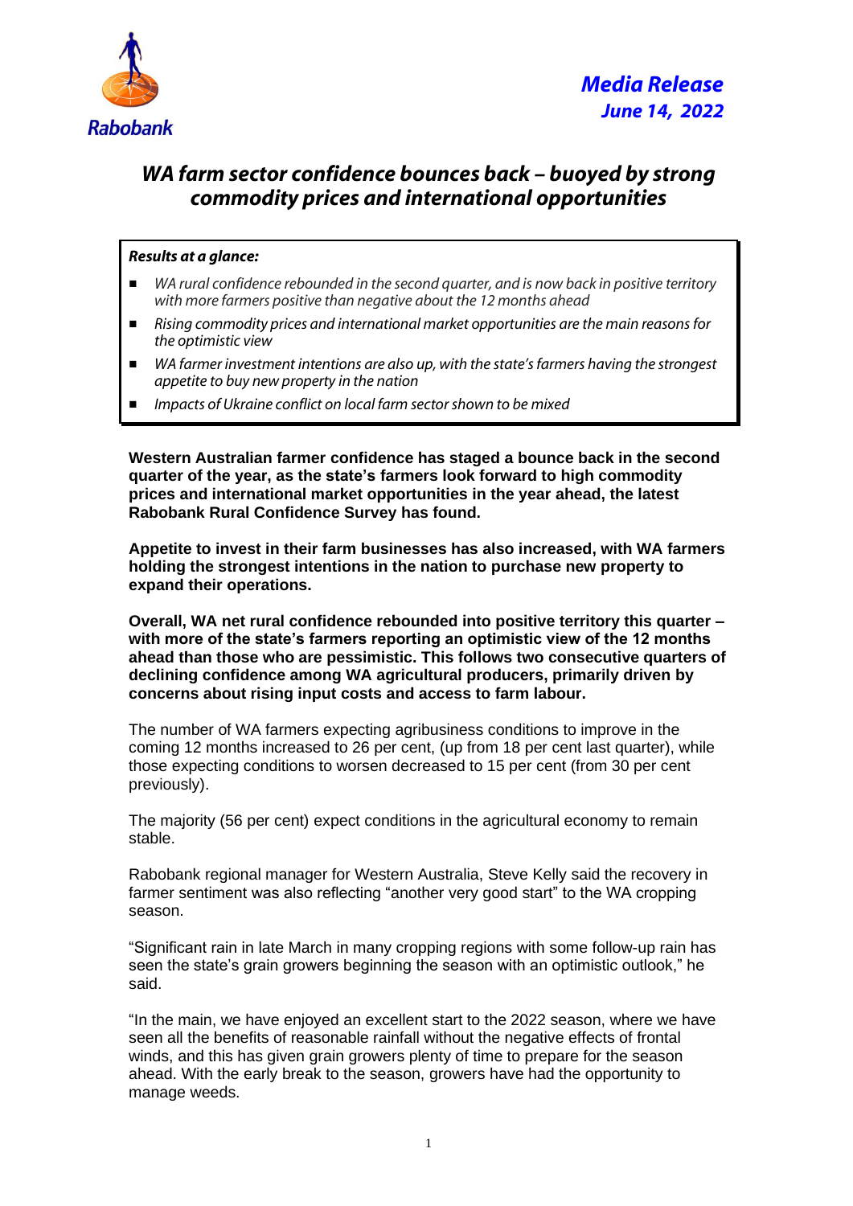Rabobank

***Media Release***
***June 14, 2022***

# *WA farm sector confidence bounces back – buoyed by strong commodity prices and international opportunities*

***Results at a glance:***

- *WA rural confidence rebounded in the second quarter, and is now back in positive territory with more farmers positive than negative about the 12 months ahead*
- *Rising commodity prices and international market opportunities are the main reasons for the optimistic view*
- *WA farmer investment intentions are also up, with the state's farmers having the strongest appetite to buy new property in the nation*
- *Impacts of Ukraine conflict on local farm sector shown to be mixed*

**Western Australian farmer confidence has staged a bounce back in the second quarter of the year, as the state's farmers look forward to high commodity prices and international market opportunities in the year ahead, the latest Rabobank Rural Confidence Survey has found.**

**Appetite to invest in their farm businesses has also increased, with WA farmers holding the strongest intentions in the nation to purchase new property to expand their operations.**

**Overall, WA net rural confidence rebounded into positive territory this quarter – with more of the state's farmers reporting an optimistic view of the 12 months ahead than those who are pessimistic. This follows two consecutive quarters of declining confidence among WA agricultural producers, primarily driven by concerns about rising input costs and access to farm labour.**

The number of WA farmers expecting agribusiness conditions to improve in the coming 12 months increased to 26 per cent, (up from 18 per cent last quarter), while those expecting conditions to worsen decreased to 15 per cent (from 30 per cent previously).

The majority (56 per cent) expect conditions in the agricultural economy to remain stable.

Rabobank regional manager for Western Australia, Steve Kelly said the recovery in farmer sentiment was also reflecting "another very good start" to the WA cropping season.

"Significant rain in late March in many cropping regions with some follow-up rain has seen the state's grain growers beginning the season with an optimistic outlook," he said.

"In the main, we have enjoyed an excellent start to the 2022 season, where we have seen all the benefits of reasonable rainfall without the negative effects of frontal winds, and this has given grain growers plenty of time to prepare for the season ahead. With the early break to the season, growers have had the opportunity to manage weeds.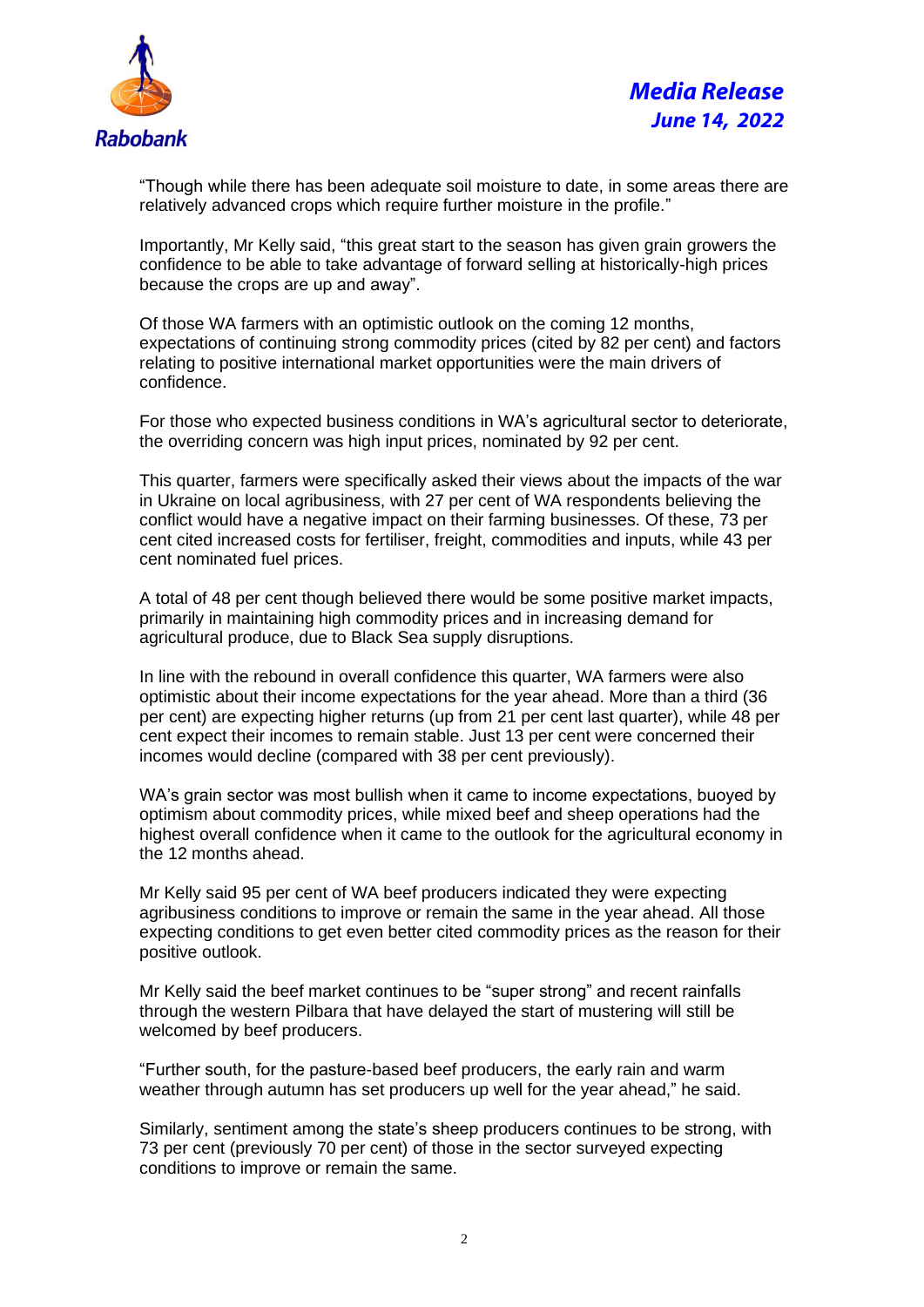"Though while there has been adequate soil moisture to date, in some areas there are relatively advanced crops which require further moisture in the profile."

Importantly, Mr Kelly said, "this great start to the season has given grain growers the confidence to be able to take advantage of forward selling at historically-high prices because the crops are up and away".

Of those WA farmers with an optimistic outlook on the coming 12 months, expectations of continuing strong commodity prices (cited by 82 per cent) and factors relating to positive international market opportunities were the main drivers of confidence.

For those who expected business conditions in WA's agricultural sector to deteriorate, the overriding concern was high input prices, nominated by 92 per cent.

This quarter, farmers were specifically asked their views about the impacts of the war in Ukraine on local agribusiness, with 27 per cent of WA respondents believing the conflict would have a negative impact on their farming businesses. Of these, 73 per cent cited increased costs for fertiliser, freight, commodities and inputs, while 43 per cent nominated fuel prices.

A total of 48 per cent though believed there would be some positive market impacts, primarily in maintaining high commodity prices and in increasing demand for agricultural produce, due to Black Sea supply disruptions.

In line with the rebound in overall confidence this quarter, WA farmers were also optimistic about their income expectations for the year ahead. More than a third (36 per cent) are expecting higher returns (up from 21 per cent last quarter), while 48 per cent expect their incomes to remain stable. Just 13 per cent were concerned their incomes would decline (compared with 38 per cent previously).

WA's grain sector was most bullish when it came to income expectations, buoyed by optimism about commodity prices, while mixed beef and sheep operations had the highest overall confidence when it came to the outlook for the agricultural economy in the 12 months ahead.

Mr Kelly said 95 per cent of WA beef producers indicated they were expecting agribusiness conditions to improve or remain the same in the year ahead. All those expecting conditions to get even better cited commodity prices as the reason for their positive outlook.

Mr Kelly said the beef market continues to be "super strong" and recent rainfalls through the western Pilbara that have delayed the start of mustering will still be welcomed by beef producers.

"Further south, for the pasture-based beef producers, the early rain and warm weather through autumn has set producers up well for the year ahead," he said.

Similarly, sentiment among the state's sheep producers continues to be strong, with 73 per cent (previously 70 per cent) of those in the sector surveyed expecting conditions to improve or remain the same.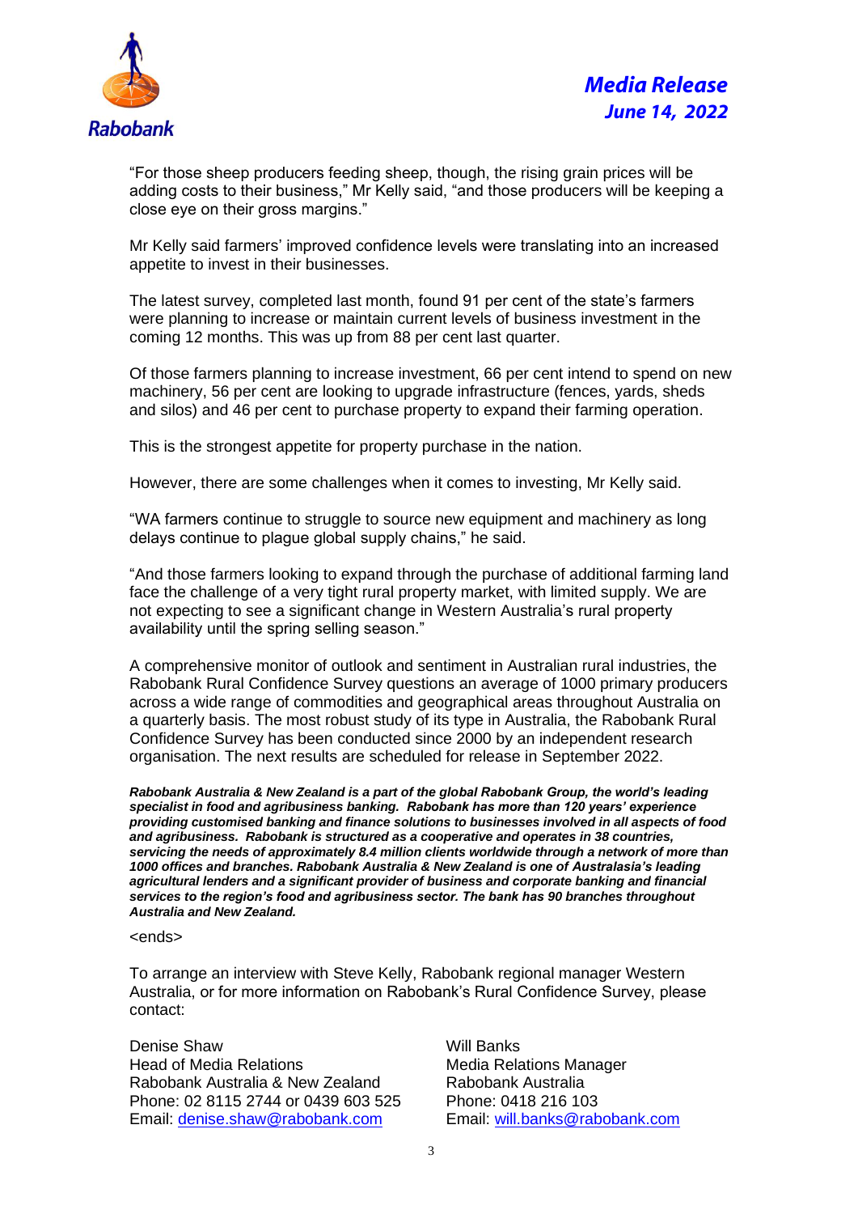"For those sheep producers feeding sheep, though, the rising grain prices will be adding costs to their business," Mr Kelly said, "and those producers will be keeping a close eye on their gross margins."

Mr Kelly said farmers' improved confidence levels were translating into an increased appetite to invest in their businesses.

The latest survey, completed last month, found 91 per cent of the state's farmers were planning to increase or maintain current levels of business investment in the coming 12 months. This was up from 88 per cent last quarter.

Of those farmers planning to increase investment, 66 per cent intend to spend on new machinery, 56 per cent are looking to upgrade infrastructure (fences, yards, sheds and silos) and 46 per cent to purchase property to expand their farming operation.

This is the strongest appetite for property purchase in the nation.

However, there are some challenges when it comes to investing, Mr Kelly said.

"WA farmers continue to struggle to source new equipment and machinery as long delays continue to plague global supply chains," he said.

"And those farmers looking to expand through the purchase of additional farming land face the challenge of a very tight rural property market, with limited supply. We are not expecting to see a significant change in Western Australia's rural property availability until the spring selling season."

A comprehensive monitor of outlook and sentiment in Australian rural industries, the Rabobank Rural Confidence Survey questions an average of 1000 primary producers across a wide range of commodities and geographical areas throughout Australia on a quarterly basis. The most robust study of its type in Australia, the Rabobank Rural Confidence Survey has been conducted since 2000 by an independent research organisation. The next results are scheduled for release in September 2022.

***Rabobank Australia & New Zealand is a part of the global Rabobank Group, the world's leading specialist in food and agribusiness banking. Rabobank has more than 120 years' experience providing customised banking and finance solutions to businesses involved in all aspects of food and agribusiness. Rabobank is structured as a cooperative and operates in 38 countries, servicing the needs of approximately 8.4 million clients worldwide through a network of more than 1000 offices and branches. Rabobank Australia & New Zealand is one of Australasia's leading agricultural lenders and a significant provider of business and corporate banking and financial services to the region's food and agribusiness sector. The bank has 90 branches throughout Australia and New Zealand.***

<ends>

To arrange an interview with Steve Kelly, Rabobank regional manager Western Australia, or for more information on Rabobank's Rural Confidence Survey, please contact:

Denise Shaw
Head of Media Relations
Rabobank Australia & New Zealand
Phone: 02 8115 2744 or 0439 603 525
Email: denise.shaw@rabobank.com

Will Banks
Media Relations Manager
Rabobank Australia
Phone: 0418 216 103
Email: will.banks@rabobank.com